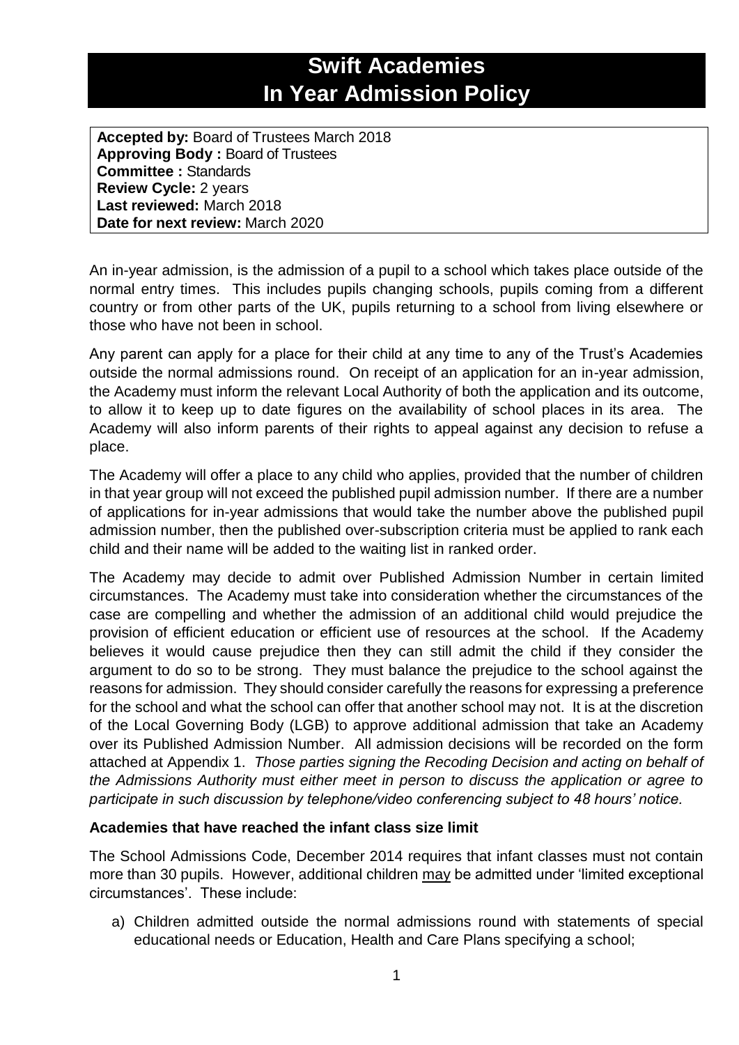# Swift Academies
# In Year Admission Policy

**Accepted by:** Board of Trustees March 2018
**Approving Body :** Board of Trustees
**Committee :** Standards
**Review Cycle:** 2 years
**Last reviewed:** March 2018
**Date for next review:** March 2020

An in-year admission, is the admission of a pupil to a school which takes place outside of the normal entry times. This includes pupils changing schools, pupils coming from a different country or from other parts of the UK, pupils returning to a school from living elsewhere or those who have not been in school.

Any parent can apply for a place for their child at any time to any of the Trust's Academies outside the normal admissions round. On receipt of an application for an in-year admission, the Academy must inform the relevant Local Authority of both the application and its outcome, to allow it to keep up to date figures on the availability of school places in its area. The Academy will also inform parents of their rights to appeal against any decision to refuse a place.

The Academy will offer a place to any child who applies, provided that the number of children in that year group will not exceed the published pupil admission number. If there are a number of applications for in-year admissions that would take the number above the published pupil admission number, then the published over-subscription criteria must be applied to rank each child and their name will be added to the waiting list in ranked order.

The Academy may decide to admit over Published Admission Number in certain limited circumstances. The Academy must take into consideration whether the circumstances of the case are compelling and whether the admission of an additional child would prejudice the provision of efficient education or efficient use of resources at the school. If the Academy believes it would cause prejudice then they can still admit the child if they consider the argument to do so to be strong. They must balance the prejudice to the school against the reasons for admission. They should consider carefully the reasons for expressing a preference for the school and what the school can offer that another school may not. It is at the discretion of the Local Governing Body (LGB) to approve additional admission that take an Academy over its Published Admission Number. All admission decisions will be recorded on the form attached at Appendix 1. *Those parties signing the Recoding Decision and acting on behalf of the Admissions Authority must either meet in person to discuss the application or agree to participate in such discussion by telephone/video conferencing subject to 48 hours' notice.*

### Academies that have reached the infant class size limit

The School Admissions Code, December 2014 requires that infant classes must not contain more than 30 pupils. However, additional children may be admitted under 'limited exceptional circumstances'. These include:

a) Children admitted outside the normal admissions round with statements of special educational needs or Education, Health and Care Plans specifying a school;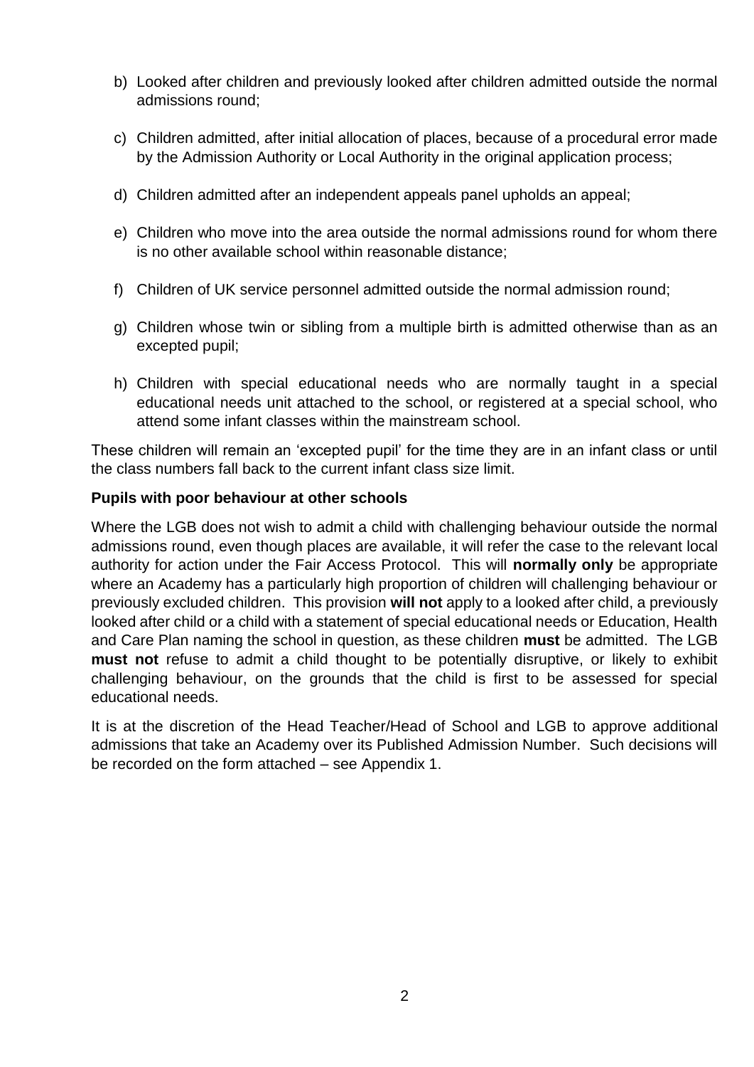b) Looked after children and previously looked after children admitted outside the normal admissions round;

c) Children admitted, after initial allocation of places, because of a procedural error made by the Admission Authority or Local Authority in the original application process;

d) Children admitted after an independent appeals panel upholds an appeal;

e) Children who move into the area outside the normal admissions round for whom there is no other available school within reasonable distance;

f) Children of UK service personnel admitted outside the normal admission round;

g) Children whose twin or sibling from a multiple birth is admitted otherwise than as an excepted pupil;

h) Children with special educational needs who are normally taught in a special educational needs unit attached to the school, or registered at a special school, who attend some infant classes within the mainstream school.

These children will remain an 'excepted pupil' for the time they are in an infant class or until the class numbers fall back to the current infant class size limit.

**Pupils with poor behaviour at other schools**

Where the LGB does not wish to admit a child with challenging behaviour outside the normal admissions round, even though places are available, it will refer the case to the relevant local authority for action under the Fair Access Protocol. This will **normally only** be appropriate where an Academy has a particularly high proportion of children will challenging behaviour or previously excluded children. This provision **will not** apply to a looked after child, a previously looked after child or a child with a statement of special educational needs or Education, Health and Care Plan naming the school in question, as these children **must** be admitted. The LGB **must not** refuse to admit a child thought to be potentially disruptive, or likely to exhibit challenging behaviour, on the grounds that the child is first to be assessed for special educational needs.

It is at the discretion of the Head Teacher/Head of School and LGB to approve additional admissions that take an Academy over its Published Admission Number. Such decisions will be recorded on the form attached – see Appendix 1.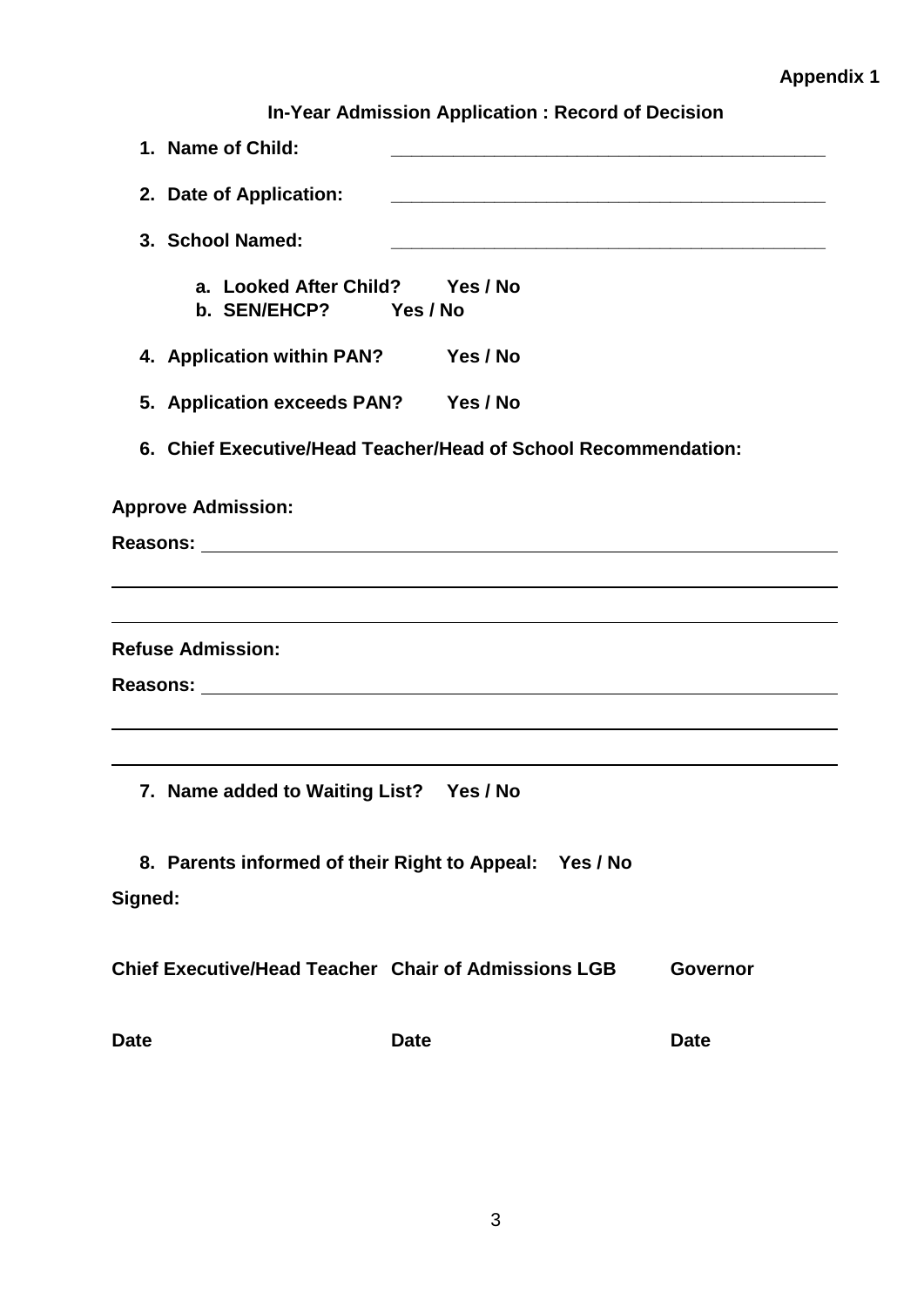**Appendix 1**

**In-Year Admission Application : Record of Decision**

1. **Name of Child:** \_\_\_\_\_\_\_\_\_\_\_\_\_\_\_\_\_\_\_\_\_\_\_\_\_\_\_\_\_\_\_\_\_\_\_\_\_\_\_\_\_\_

2. **Date of Application:** \_\_\_\_\_\_\_\_\_\_\_\_\_\_\_\_\_\_\_\_\_\_\_\_\_\_\_\_\_\_\_\_\_\_\_\_\_\_\_\_\_\_

3. **School Named:** \_\_\_\_\_\_\_\_\_\_\_\_\_\_\_\_\_\_\_\_\_\_\_\_\_\_\_\_\_\_\_\_\_\_\_\_\_\_\_\_\_\_

   a. **Looked After Child? Yes / No**
   b. **SEN/EHCP? Yes / No**

4. **Application within PAN? Yes / No**

5. **Application exceeds PAN? Yes / No**

6. **Chief Executive/Head Teacher/Head of School Recommendation:**

**Approve Admission:**

**Reasons:** \_\_\_\_\_\_\_\_\_\_\_\_\_\_\_\_\_\_\_\_\_\_\_\_\_\_\_\_\_\_\_\_\_\_\_\_\_\_\_\_\_\_\_\_\_\_\_\_\_\_\_\_

\_\_\_\_\_\_\_\_\_\_\_\_\_\_\_\_\_\_\_\_\_\_\_\_\_\_\_\_\_\_\_\_\_\_\_\_\_\_\_\_\_\_\_\_\_\_\_\_\_\_\_\_\_\_\_\_\_\_\_\_

\_\_\_\_\_\_\_\_\_\_\_\_\_\_\_\_\_\_\_\_\_\_\_\_\_\_\_\_\_\_\_\_\_\_\_\_\_\_\_\_\_\_\_\_\_\_\_\_\_\_\_\_\_\_\_\_\_\_\_\_

**Refuse Admission:**

**Reasons:** \_\_\_\_\_\_\_\_\_\_\_\_\_\_\_\_\_\_\_\_\_\_\_\_\_\_\_\_\_\_\_\_\_\_\_\_\_\_\_\_\_\_\_\_\_\_\_\_\_\_\_\_

\_\_\_\_\_\_\_\_\_\_\_\_\_\_\_\_\_\_\_\_\_\_\_\_\_\_\_\_\_\_\_\_\_\_\_\_\_\_\_\_\_\_\_\_\_\_\_\_\_\_\_\_\_\_\_\_\_\_\_\_

\_\_\_\_\_\_\_\_\_\_\_\_\_\_\_\_\_\_\_\_\_\_\_\_\_\_\_\_\_\_\_\_\_\_\_\_\_\_\_\_\_\_\_\_\_\_\_\_\_\_\_\_\_\_\_\_\_\_\_\_

7. **Name added to Waiting List? Yes / No**

8. **Parents informed of their Right to Appeal: Yes / No**

**Signed:**

| | | |
|---|---|---|
| **Chief Executive/Head Teacher** | **Chair of Admissions LGB** | **Governor** |
| **Date** | **Date** | **Date** |